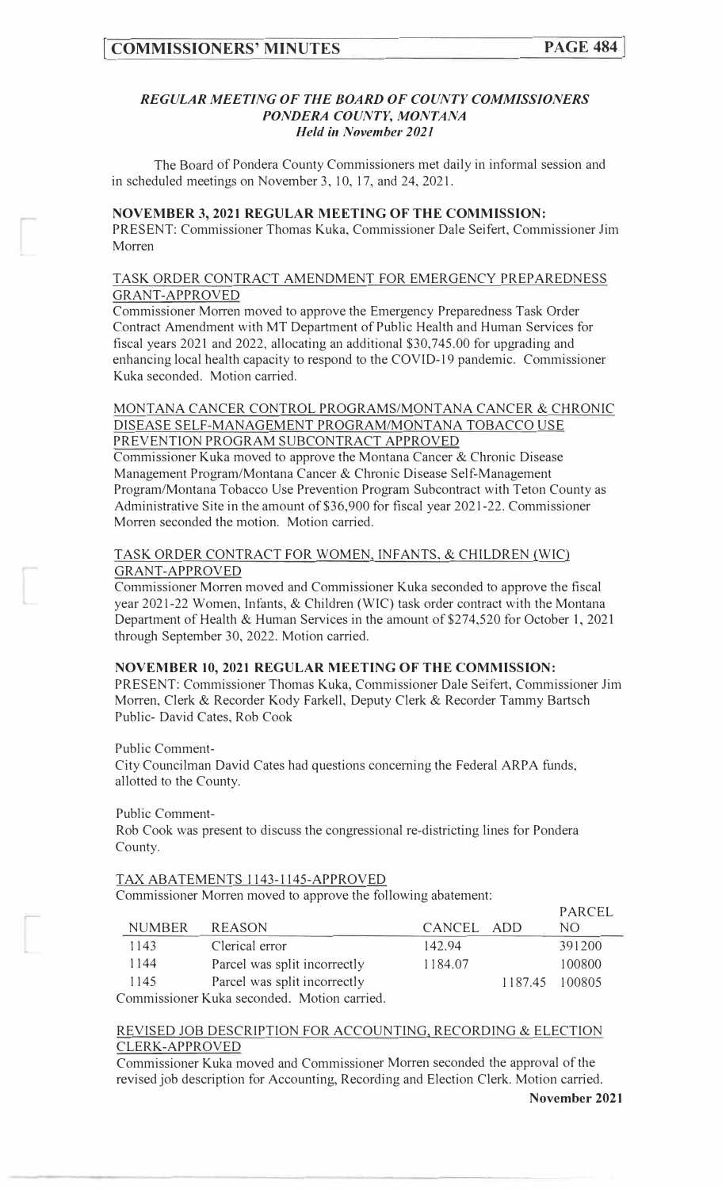# *REGULAR MEETING OF THE BOARD OF COUNTY COMMISSIONERS PONDERA COUNTY, MONTANA Held in November 2021*

The Board of Pondera County Commissioners met daily in informal session and in scheduled meetings on November 3, 10, 17, and 24, 2021.

## NOVEMBER 3, 2021 REGULAR MEETING OF THE COMMISSION:

PRESENT: Commissioner Thomas Kuka, Commissioner Dale Seifert, Commissioner Jim Morren

### TASK ORDER CONTRACT AMENDMENT FOR EMERGENCY PREPAREDNESS GRANT-APPROVED

Commissioner Morren moved to approve the Emergency Preparedness Task Order Contract Amendment with MT Department of Public Health and Human Services for fiscal years 2021 and 2022, allocating an additional $30,745.00 for upgrading and enhancing local health capacity to respond to the COVID-19 pandemic. Commissioner Kuka seconded. Motion carried.

### MONTANA CANCER CONTROL PROGRAMS/MONTANA CANCER & CHRONIC DISEASE SELF-MANAGEMENT PROGRAM/MONTANA TOBACCO USE PREVENTION PROGRAM SUBCONTRACT APPROVED

Commissioner Kuka moved to approve the Montana Cancer & Chronic Disease Management Program/Montana Cancer & Chronic Disease Self-Management Program/Montana Tobacco Use Prevention Program Subcontract with Teton County as Administrative Site in the amount of $36,900 for fiscal year 2021-22. Commissioner Morren seconded the motion. Motion carried.

### TASK ORDER CONTRACT FOR WOMEN, INFANTS, & CHILDREN (WIC) GRANT-APPROVED

Commissioner Morren moved and Commissioner Kuka seconded to approve the fiscal year 2021-22 Women, Infants, & Children (WIC) task order contract with the Montana Department of Health & Human Services in the amount of $274,520 for October 1, 2021 through September 30, 2022. Motion carried.

## NOVEMBER 10, 2021 REGULAR MEETING OF THE COMMISSION:

PRESENT: Commissioner Thomas Kuka, Commissioner Dale Seifert, Commissioner Jim Morren, Clerk & Recorder Kody Farkell, Deputy Clerk & Recorder Tammy Bartsch
Public- David Cates, Rob Cook

Public Comment-
City Councilman David Cates had questions concerning the Federal ARPA funds, allotted to the County.

Public Comment-
Rob Cook was present to discuss the congressional re-districting lines for Pondera County.

### TAX ABATEMENTS 1143-1145-APPROVED

Commissioner Morren moved to approve the following abatement:

| NUMBER | REASON | CANCEL | ADD | PARCEL NO |
|---|---|---|---|---|
| 1143 | Clerical error | 142.94 | | 391200 |
| 1144 | Parcel was split incorrectly | 1184.07 | | 100800 |
| 1145 | Parcel was split incorrectly | | 1187.45 | 100805 |

Commissioner Kuka seconded. Motion carried.

### REVISED JOB DESCRIPTION FOR ACCOUNTING, RECORDING & ELECTION CLERK-APPROVED

Commissioner Kuka moved and Commissioner Morren seconded the approval of the revised job description for Accounting, Recording and Election Clerk. Motion carried.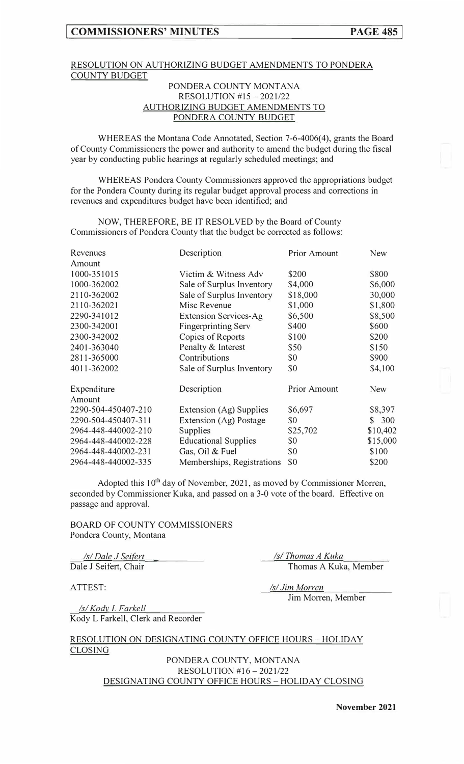RESOLUTION ON AUTHORIZING BUDGET AMENDMENTS TO PONDERA COUNTY BUDGET

PONDERA COUNTY MONTANA
RESOLUTION #15 – 2021/22
AUTHORIZING BUDGET AMENDMENTS TO
PONDERA COUNTY BUDGET

WHEREAS the Montana Code Annotated, Section 7-6-4006(4), grants the Board of County Commissioners the power and authority to amend the budget during the fiscal year by conducting public hearings at regularly scheduled meetings; and

WHEREAS Pondera County Commissioners approved the appropriations budget for the Pondera County during its regular budget approval process and corrections in revenues and expenditures budget have been identified; and

NOW, THEREFORE, BE IT RESOLVED by the Board of County Commissioners of Pondera County that the budget be corrected as follows:

| Revenues | Description | Prior Amount | New Amount |
|---|---|---|---|
| 1000-351015 | Victim & Witness Adv | $200 | $800 |
| 1000-362002 | Sale of Surplus Inventory | $4,000 | $6,000 |
| 2110-362002 | Sale of Surplus Inventory | $18,000 | 30,000 |
| 2110-362021 | Misc Revenue | $1,000 | $1,800 |
| 2290-341012 | Extension Services-Ag | $6,500 | $8,500 |
| 2300-342001 | Fingerprinting Serv | $400 | $600 |
| 2300-342002 | Copies of Reports | $100 | $200 |
| 2401-363040 | Penalty & Interest | $50 | $150 |
| 2811-365000 | Contributions | $0 | $900 |
| 4011-362002 | Sale of Surplus Inventory | $0 | $4,100 |

| Expenditure | Description | Prior Amount | New Amount |
|---|---|---|---|
| 2290-504-450407-210 | Extension (Ag) Supplies | $6,697 | $8,397 |
| 2290-504-450407-311 | Extension (Ag) Postage | $0 | $ 300 |
| 2964-448-440002-210 | Supplies | $25,702 | $10,402 |
| 2964-448-440002-228 | Educational Supplies | $0 | $15,000 |
| 2964-448-440002-231 | Gas, Oil & Fuel | $0 | $100 |
| 2964-448-440002-335 | Memberships, Registrations | $0 | $200 |

Adopted this 10th day of November, 2021, as moved by Commissioner Morren, seconded by Commissioner Kuka, and passed on a 3-0 vote of the board. Effective on passage and approval.

BOARD OF COUNTY COMMISSIONERS
Pondera County, Montana

*/s/ Dale J Seifert*
Dale J Seifert, Chair

*/s/ Thomas A Kuka*
Thomas A Kuka, Member

ATTEST:

*/s/ Jim Morren*
Jim Morren, Member

*/s/ Kody L Farkell*
Kody L Farkell, Clerk and Recorder

RESOLUTION ON DESIGNATING COUNTY OFFICE HOURS – HOLIDAY CLOSING

PONDERA COUNTY, MONTANA
RESOLUTION #16 – 2021/22
DESIGNATING COUNTY OFFICE HOURS – HOLIDAY CLOSING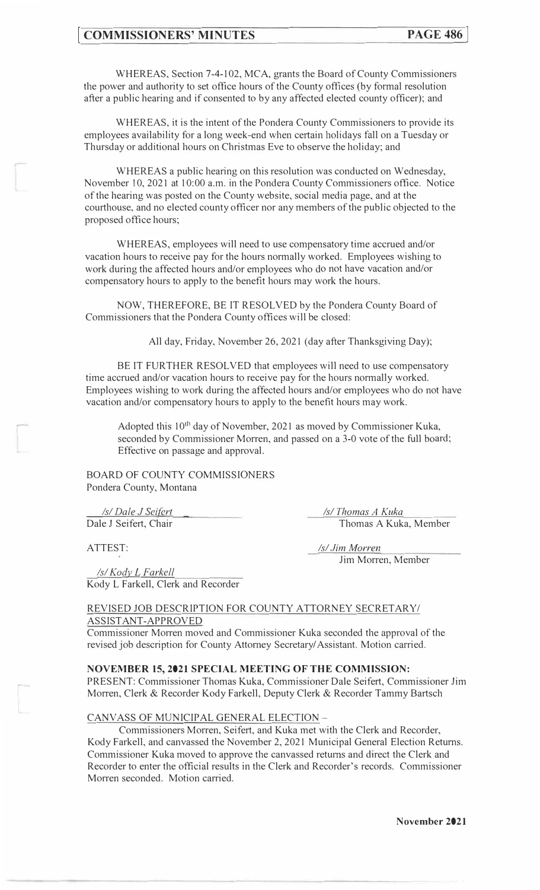WHEREAS, Section 7-4-102, MCA, grants the Board of County Commissioners the power and authority to set office hours of the County offices (by formal resolution after a public hearing and if consented to by any affected elected county officer); and

WHEREAS, it is the intent of the Pondera County Commissioners to provide its employees availability for a long week-end when certain holidays fall on a Tuesday or Thursday or additional hours on Christmas Eve to observe the holiday; and

WHEREAS a public hearing on this resolution was conducted on Wednesday, November 10, 2021 at 10:00 a.m. in the Pondera County Commissioners office. Notice of the hearing was posted on the County website, social media page, and at the courthouse, and no elected county officer nor any members of the public objected to the proposed office hours;

WHEREAS, employees will need to use compensatory time accrued and/or vacation hours to receive pay for the hours normally worked. Employees wishing to work during the affected hours and/or employees who do not have vacation and/or compensatory hours to apply to the benefit hours may work the hours.

NOW, THEREFORE, BE IT RESOLVED by the Pondera County Board of Commissioners that the Pondera County offices will be closed:

All day, Friday, November 26, 2021 (day after Thanksgiving Day);

BE IT FURTHER RESOLVED that employees will need to use compensatory time accrued and/or vacation hours to receive pay for the hours normally worked. Employees wishing to work during the affected hours and/or employees who do not have vacation and/or compensatory hours to apply to the benefit hours may work.

Adopted this 10th day of November, 2021 as moved by Commissioner Kuka, seconded by Commissioner Morren, and passed on a 3-0 vote of the full board; Effective on passage and approval.

BOARD OF COUNTY COMMISSIONERS
Pondera County, Montana

*/s/ Dale J Seifert*
Dale J Seifert, Chair

*/s/ Thomas A Kuka*
Thomas A Kuka, Member

ATTEST:

*/s/ Jim Morren*
Jim Morren, Member

*/s/ Kody L Farkell*
Kody L Farkell, Clerk and Recorder

REVISED JOB DESCRIPTION FOR COUNTY ATTORNEY SECRETARY/ ASSISTANT-APPROVED

Commissioner Morren moved and Commissioner Kuka seconded the approval of the revised job description for County Attorney Secretary/Assistant. Motion carried.

**NOVEMBER 15, 2021 SPECIAL MEETING OF THE COMMISSION:**

PRESENT: Commissioner Thomas Kuka, Commissioner Dale Seifert, Commissioner Jim Morren, Clerk & Recorder Kody Farkell, Deputy Clerk & Recorder Tammy Bartsch

CANVASS OF MUNICIPAL GENERAL ELECTION –

Commissioners Morren, Seifert, and Kuka met with the Clerk and Recorder, Kody Farkell, and canvassed the November 2, 2021 Municipal General Election Returns. Commissioner Kuka moved to approve the canvassed returns and direct the Clerk and Recorder to enter the official results in the Clerk and Recorder's records. Commissioner Morren seconded. Motion carried.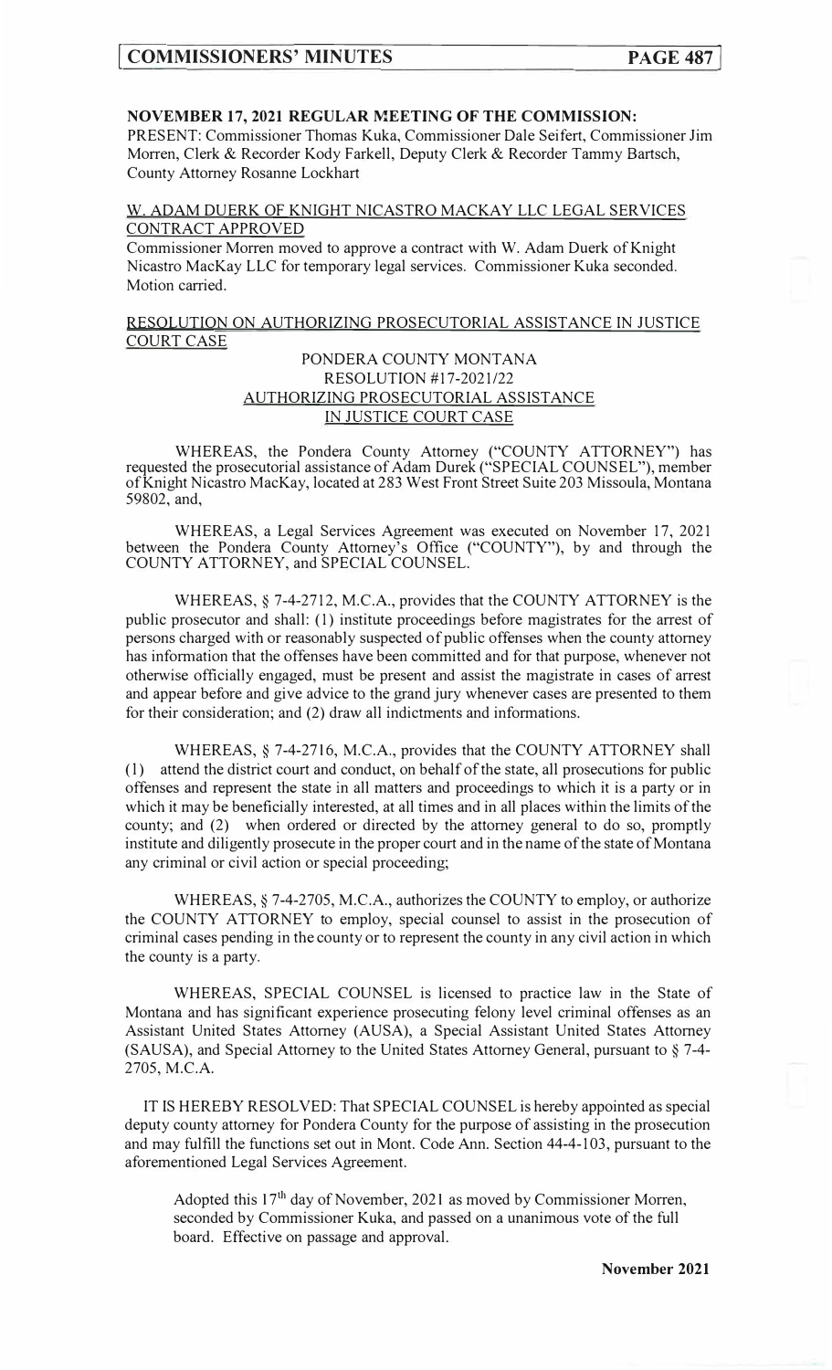**NOVEMBER 17, 2021 REGULAR MEETING OF THE COMMISSION:**
PRESENT: Commissioner Thomas Kuka, Commissioner Dale Seifert, Commissioner Jim Morren, Clerk & Recorder Kody Farkell, Deputy Clerk & Recorder Tammy Bartsch, County Attorney Rosanne Lockhart

W. ADAM DUERK OF KNIGHT NICASTRO MACKAY LLC LEGAL SERVICES CONTRACT APPROVED

Commissioner Morren moved to approve a contract with W. Adam Duerk of Knight Nicastro MacKay LLC for temporary legal services. Commissioner Kuka seconded. Motion carried.

RESOLUTION ON AUTHORIZING PROSECUTORIAL ASSISTANCE IN JUSTICE COURT CASE

PONDERA COUNTY MONTANA
RESOLUTION #17-2021/22
AUTHORIZING PROSECUTORIAL ASSISTANCE
IN JUSTICE COURT CASE

WHEREAS, the Pondera County Attorney ("COUNTY ATTORNEY") has requested the prosecutorial assistance of Adam Durek ("SPECIAL COUNSEL"), member of Knight Nicastro MacKay, located at 283 West Front Street Suite 203 Missoula, Montana 59802, and,

WHEREAS, a Legal Services Agreement was executed on November 17, 2021 between the Pondera County Attorney's Office ("COUNTY"), by and through the COUNTY ATTORNEY, and SPECIAL COUNSEL.

WHEREAS, § 7-4-2712, M.C.A., provides that the COUNTY ATTORNEY is the public prosecutor and shall: (1) institute proceedings before magistrates for the arrest of persons charged with or reasonably suspected of public offenses when the county attorney has information that the offenses have been committed and for that purpose, whenever not otherwise officially engaged, must be present and assist the magistrate in cases of arrest and appear before and give advice to the grand jury whenever cases are presented to them for their consideration; and (2) draw all indictments and informations.

WHEREAS, § 7-4-2716, M.C.A., provides that the COUNTY ATTORNEY shall (1) attend the district court and conduct, on behalf of the state, all prosecutions for public offenses and represent the state in all matters and proceedings to which it is a party or in which it may be beneficially interested, at all times and in all places within the limits of the county; and (2) when ordered or directed by the attorney general to do so, promptly institute and diligently prosecute in the proper court and in the name of the state of Montana any criminal or civil action or special proceeding;

WHEREAS, § 7-4-2705, M.C.A., authorizes the COUNTY to employ, or authorize the COUNTY ATTORNEY to employ, special counsel to assist in the prosecution of criminal cases pending in the county or to represent the county in any civil action in which the county is a party.

WHEREAS, SPECIAL COUNSEL is licensed to practice law in the State of Montana and has significant experience prosecuting felony level criminal offenses as an Assistant United States Attorney (AUSA), a Special Assistant United States Attorney (SAUSA), and Special Attorney to the United States Attorney General, pursuant to § 7-4-2705, M.C.A.

IT IS HEREBY RESOLVED: That SPECIAL COUNSEL is hereby appointed as special deputy county attorney for Pondera County for the purpose of assisting in the prosecution and may fulfill the functions set out in Mont. Code Ann. Section 44-4-103, pursuant to the aforementioned Legal Services Agreement.

Adopted this 17th day of November, 2021 as moved by Commissioner Morren, seconded by Commissioner Kuka, and passed on a unanimous vote of the full board. Effective on passage and approval.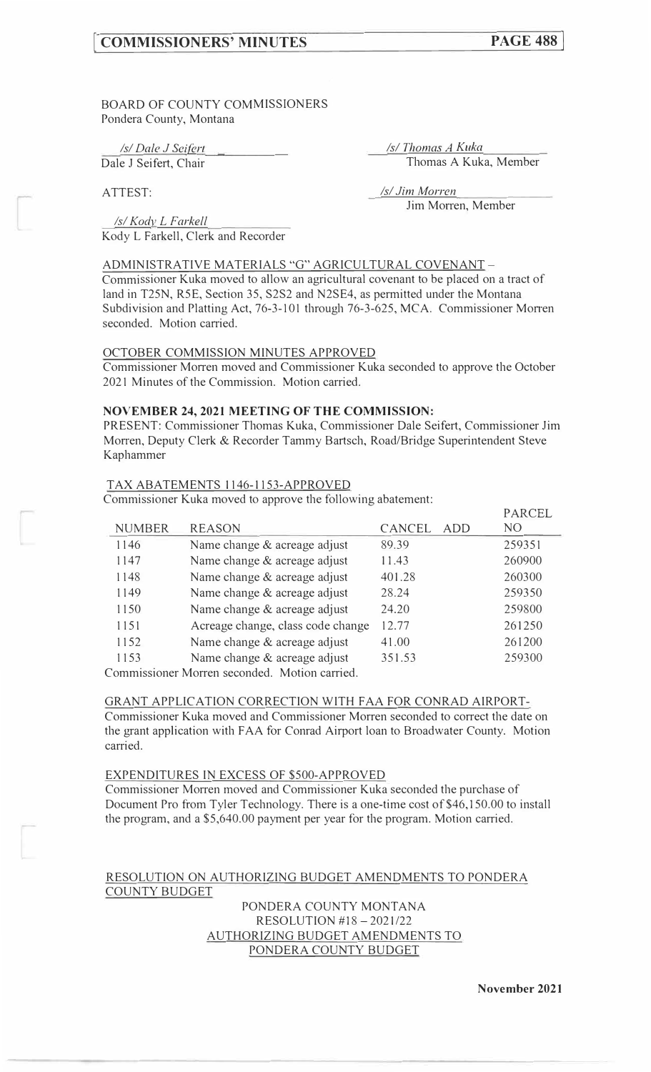BOARD OF COUNTY COMMISSIONERS
Pondera County, Montana

*/s/ Dale J Seifert*
Dale J Seifert, Chair

*/s/ Thomas A Kuka*
Thomas A Kuka, Member

ATTEST:

*/s/ Jim Morren*
Jim Morren, Member

*/s/ Kody L Farkell*
Kody L Farkell, Clerk and Recorder

ADMINISTRATIVE MATERIALS "G" AGRICULTURAL COVENANT –
Commissioner Kuka moved to allow an agricultural covenant to be placed on a tract of land in T25N, R5E, Section 35, S2S2 and N2SE4, as permitted under the Montana Subdivision and Platting Act, 76-3-101 through 76-3-625, MCA. Commissioner Morren seconded. Motion carried.

OCTOBER COMMISSION MINUTES APPROVED
Commissioner Morren moved and Commissioner Kuka seconded to approve the October 2021 Minutes of the Commission. Motion carried.

**NOVEMBER 24, 2021 MEETING OF THE COMMISSION:**
PRESENT: Commissioner Thomas Kuka, Commissioner Dale Seifert, Commissioner Jim Morren, Deputy Clerk & Recorder Tammy Bartsch, Road/Bridge Superintendent Steve Kaphammer

TAX ABATEMENTS 1146-1153-APPROVED
Commissioner Kuka moved to approve the following abatement:

| NUMBER | REASON | CANCEL | ADD | PARCEL NO |
|---|---|---|---|---|
| 1146 | Name change & acreage adjust | 89.39 | | 259351 |
| 1147 | Name change & acreage adjust | 11.43 | | 260900 |
| 1148 | Name change & acreage adjust | 401.28 | | 260300 |
| 1149 | Name change & acreage adjust | 28.24 | | 259350 |
| 1150 | Name change & acreage adjust | 24.20 | | 259800 |
| 1151 | Acreage change, class code change | 12.77 | | 261250 |
| 1152 | Name change & acreage adjust | 41.00 | | 261200 |
| 1153 | Name change & acreage adjust | 351.53 | | 259300 |

Commissioner Morren seconded. Motion carried.

GRANT APPLICATION CORRECTION WITH FAA FOR CONRAD AIRPORT-
Commissioner Kuka moved and Commissioner Morren seconded to correct the date on the grant application with FAA for Conrad Airport loan to Broadwater County. Motion carried.

EXPENDITURES IN EXCESS OF $500-APPROVED
Commissioner Morren moved and Commissioner Kuka seconded the purchase of Document Pro from Tyler Technology. There is a one-time cost of $46,150.00 to install the program, and a $5,640.00 payment per year for the program. Motion carried.

RESOLUTION ON AUTHORIZING BUDGET AMENDMENTS TO PONDERA COUNTY BUDGET

PONDERA COUNTY MONTANA
RESOLUTION #18 – 2021/22
AUTHORIZING BUDGET AMENDMENTS TO
PONDERA COUNTY BUDGET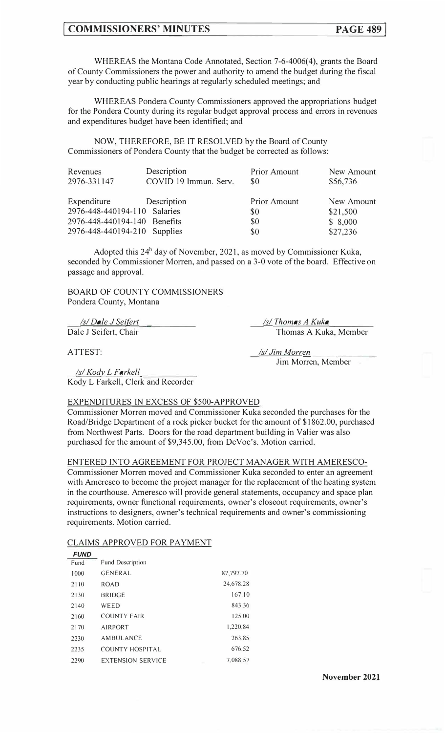WHEREAS the Montana Code Annotated, Section 7-6-4006(4), grants the Board of County Commissioners the power and authority to amend the budget during the fiscal year by conducting public hearings at regularly scheduled meetings; and

WHEREAS Pondera County Commissioners approved the appropriations budget for the Pondera County during its regular budget approval process and errors in revenues and expenditures budget have been identified; and

NOW, THEREFORE, BE IT RESOLVED by the Board of County Commissioners of Pondera County that the budget be corrected as follows:

| Revenues | Description | Prior Amount | New Amount |
|---|---|---|---|
| 2976-331147 | COVID 19 Immun. Serv. | $0 | $56,736 |

| Expenditure | Description | Prior Amount | New Amount |
|---|---|---|---|
| 2976-448-440194-110 | Salaries | $0 | $21,500 |
| 2976-448-440194-140 | Benefits | $0 | $ 8,000 |
| 2976-448-440194-210 | Supplies | $0 | $27,236 |

Adopted this 24h day of November, 2021, as moved by Commissioner Kuka, seconded by Commissioner Morren, and passed on a 3-0 vote of the board. Effective on passage and approval.

BOARD OF COUNTY COMMISSIONERS
Pondera County, Montana

/s/ Dale J Seifert
Dale J Seifert, Chair

/s/ Thomas A Kuka
Thomas A Kuka, Member

/s/ Jim Morren
Jim Morren, Member

ATTEST:

/s/ Kody L Farkell
Kody L Farkell, Clerk and Recorder

EXPENDITURES IN EXCESS OF $500-APPROVED
Commissioner Morren moved and Commissioner Kuka seconded the purchases for the Road/Bridge Department of a rock picker bucket for the amount of $1862.00, purchased from Northwest Parts. Doors for the road department building in Valier was also purchased for the amount of $9,345.00, from DeVoe's. Motion carried.

ENTERED INTO AGREEMENT FOR PROJECT MANAGER WITH AMERESCO-
Commissioner Morren moved and Commissioner Kuka seconded to enter an agreement with Ameresco to become the project manager for the replacement of the heating system in the courthouse. Ameresco will provide general statements, occupancy and space plan requirements, owner functional requirements, owner's closeout requirements, owner's instructions to designers, owner's technical requirements and owner's commissioning requirements. Motion carried.

CLAIMS APPROVED FOR PAYMENT

| *FUND* | | |
|---|---|---|
| Fund | Fund Description | |
| 1000 | GENERAL | 87,797.70 |
| 2110 | ROAD | 24,678.28 |
| 2130 | BRIDGE | 167.10 |
| 2140 | WEED | 843.36 |
| 2160 | COUNTY FAIR | 125.00 |
| 2170 | AIRPORT | 1,220.84 |
| 2230 | AMBULANCE | 263.85 |
| 2235 | COUNTY HOSPITAL | 676.52 |
| 2290 | EXTENSION SERVICE | 7,088.57 |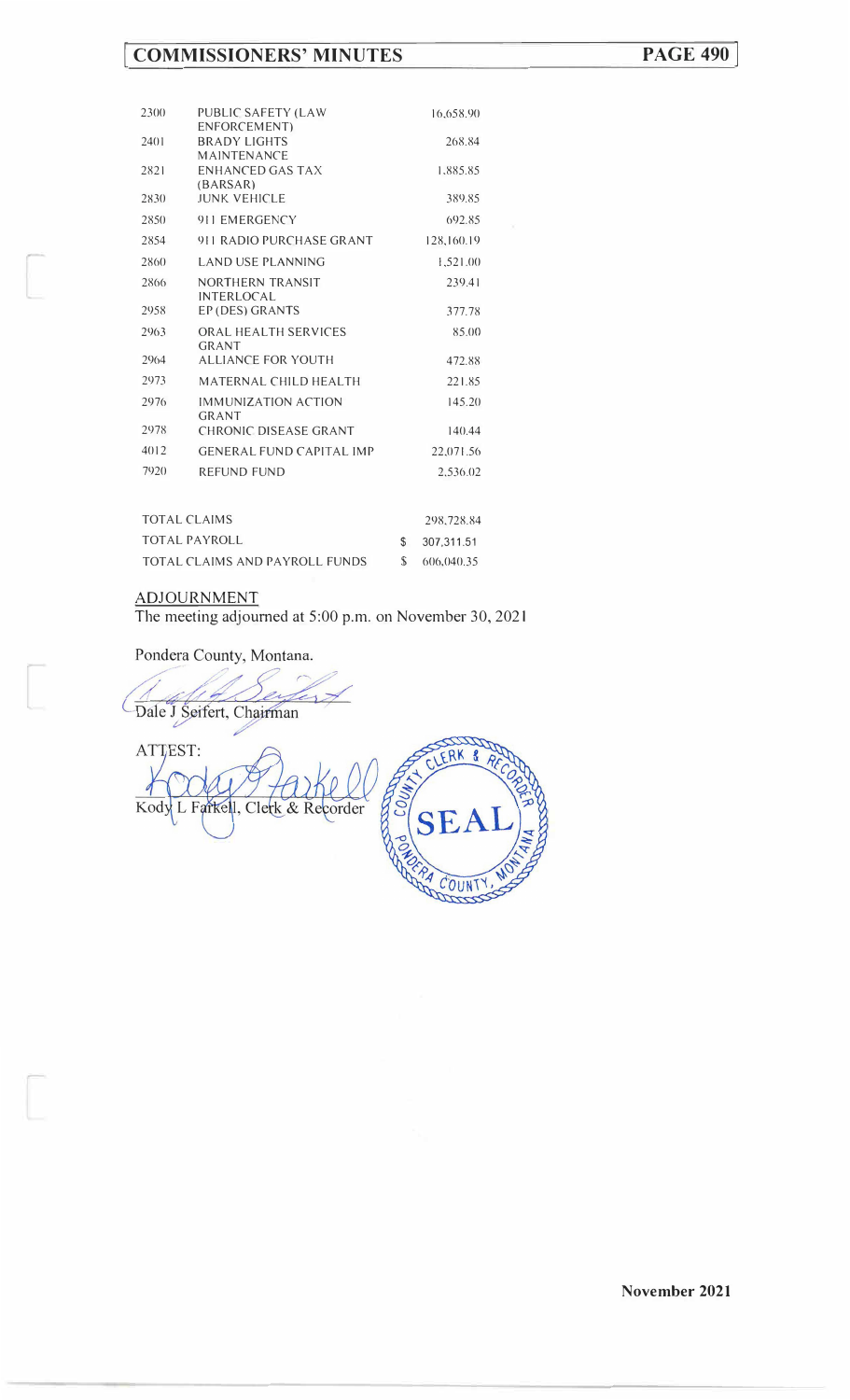| | | |
|---|---|---|
| 2300 | PUBLIC SAFETY (LAW ENFORCEMENT) | 16,658.90 |
| 2401 | BRADY LIGHTS MAINTENANCE | 268.84 |
| 2821 | ENHANCED GAS TAX (BARSAR) | 1,885.85 |
| 2830 | JUNK VEHICLE | 389.85 |
| 2850 | 911 EMERGENCY | 692.85 |
| 2854 | 911 RADIO PURCHASE GRANT | 128,160.19 |
| 2860 | LAND USE PLANNING | 1,521.00 |
| 2866 | NORTHERN TRANSIT INTERLOCAL | 239.41 |
| 2958 | EP (DES) GRANTS | 377.78 |
| 2963 | ORAL HEALTH SERVICES GRANT | 85.00 |
| 2964 | ALLIANCE FOR YOUTH | 472.88 |
| 2973 | MATERNAL CHILD HEALTH | 221.85 |
| 2976 | IMMUNIZATION ACTION GRANT | 145.20 |
| 2978 | CHRONIC DISEASE GRANT | 140.44 |
| 4012 | GENERAL FUND CAPITAL IMP | 22,071.56 |
| 7920 | REFUND FUND | 2,536.02 |

| | |
|---|---|
| TOTAL CLAIMS | 298,728.84 |
| TOTAL PAYROLL | $ 307,311.51 |
| TOTAL CLAIMS AND PAYROLL FUNDS | $ 606,040.35 |

ADJOURNMENT

The meeting adjourned at 5:00 p.m. on November 30, 2021

Pondera County, Montana.

Dale J Seifert, Chairman

ATTEST:

Kody L Farkell, Clerk & Recorder

SEAL
COUNTY CLERK & RECORDER
PONDERA COUNTY, MONTANA